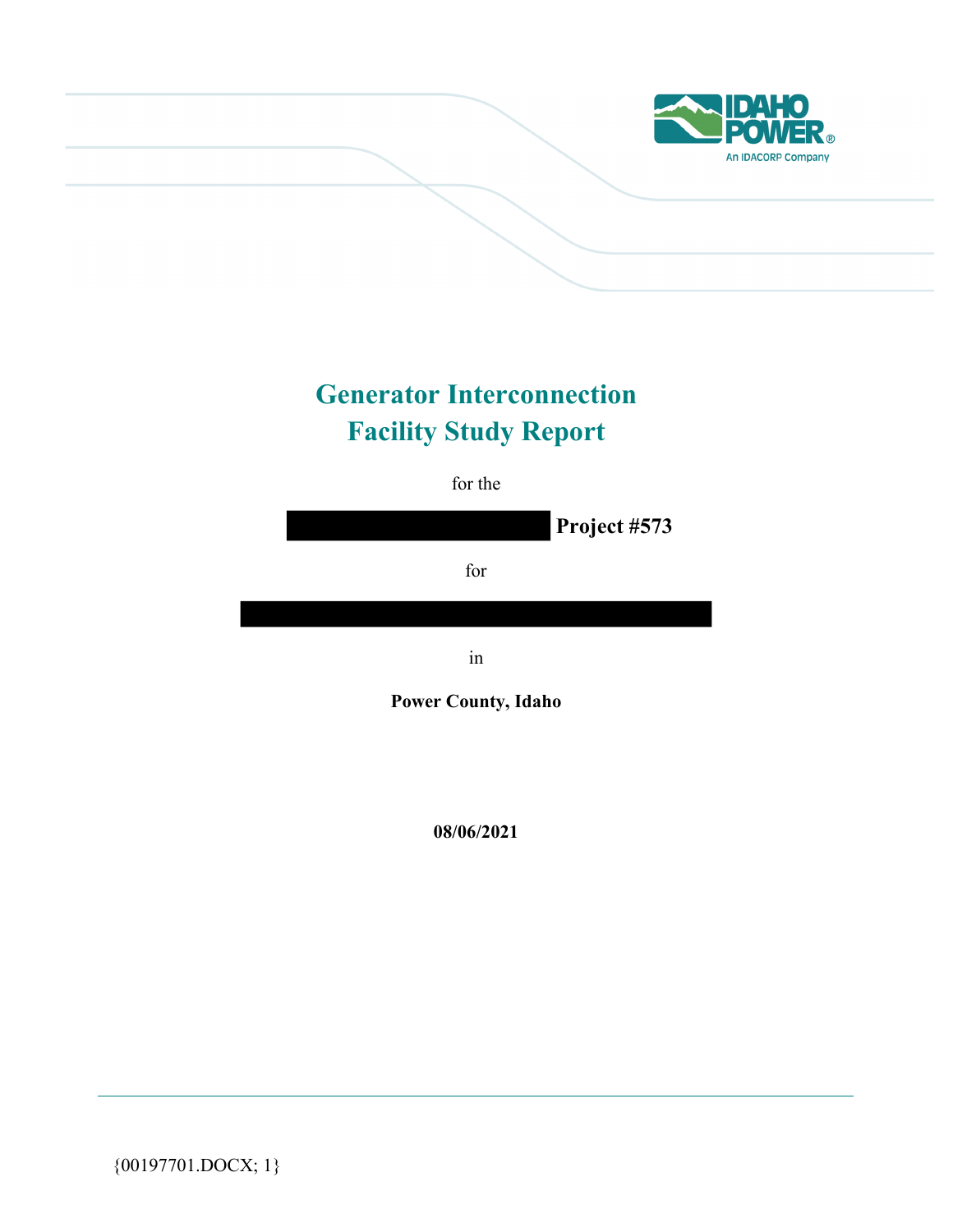# Generator Interconnection Facility Study Report

for the

**Project #573**

for

in

**Power County, Idaho**

**08/06/2021**

{00197701.DOCX; 1}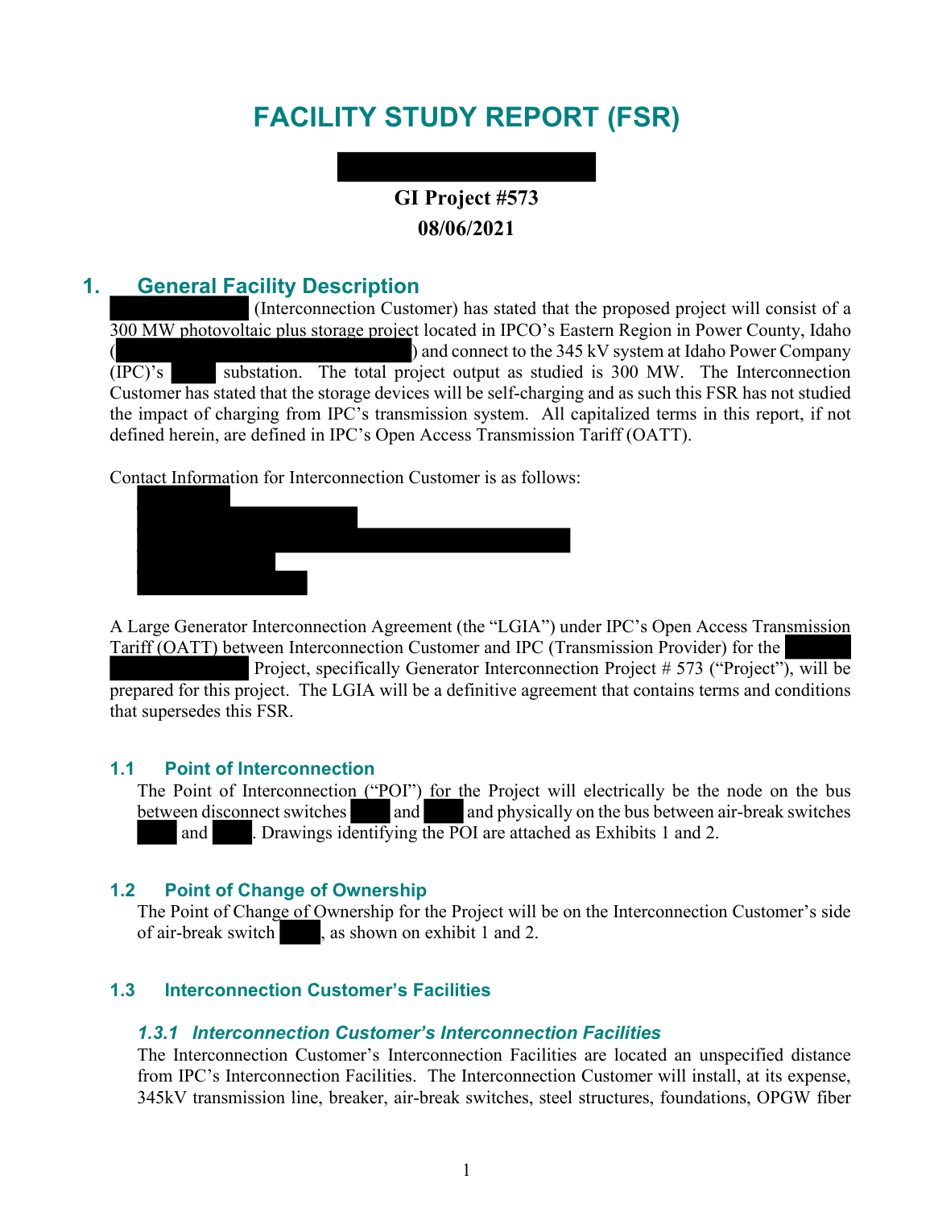# FACILITY STUDY REPORT (FSR)

**GI Project #573**
**08/06/2021**

## 1. General Facility Description

(Interconnection Customer) has stated that the proposed project will consist of a 300 MW photovoltaic plus storage project located in IPCO's Eastern Region in Power County, Idaho ( ) and connect to the 345 kV system at Idaho Power Company (IPC)'s substation. The total project output as studied is 300 MW. The Interconnection Customer has stated that the storage devices will be self-charging and as such this FSR has not studied the impact of charging from IPC's transmission system. All capitalized terms in this report, if not defined herein, are defined in IPC's Open Access Transmission Tariff (OATT).

Contact Information for Interconnection Customer is as follows:

A Large Generator Interconnection Agreement (the "LGIA") under IPC's Open Access Transmission Tariff (OATT) between Interconnection Customer and IPC (Transmission Provider) for the Project, specifically Generator Interconnection Project # 573 ("Project"), will be prepared for this project. The LGIA will be a definitive agreement that contains terms and conditions that supersedes this FSR.

### 1.1 Point of Interconnection

The Point of Interconnection ("POI") for the Project will electrically be the node on the bus between disconnect switches and and physically on the bus between air-break switches and . Drawings identifying the POI are attached as Exhibits 1 and 2.

### 1.2 Point of Change of Ownership

The Point of Change of Ownership for the Project will be on the Interconnection Customer's side of air-break switch , as shown on exhibit 1 and 2.

### 1.3 Interconnection Customer's Facilities

#### *1.3.1 Interconnection Customer's Interconnection Facilities*

The Interconnection Customer's Interconnection Facilities are located an unspecified distance from IPC's Interconnection Facilities. The Interconnection Customer will install, at its expense, 345kV transmission line, breaker, air-break switches, steel structures, foundations, OPGW fiber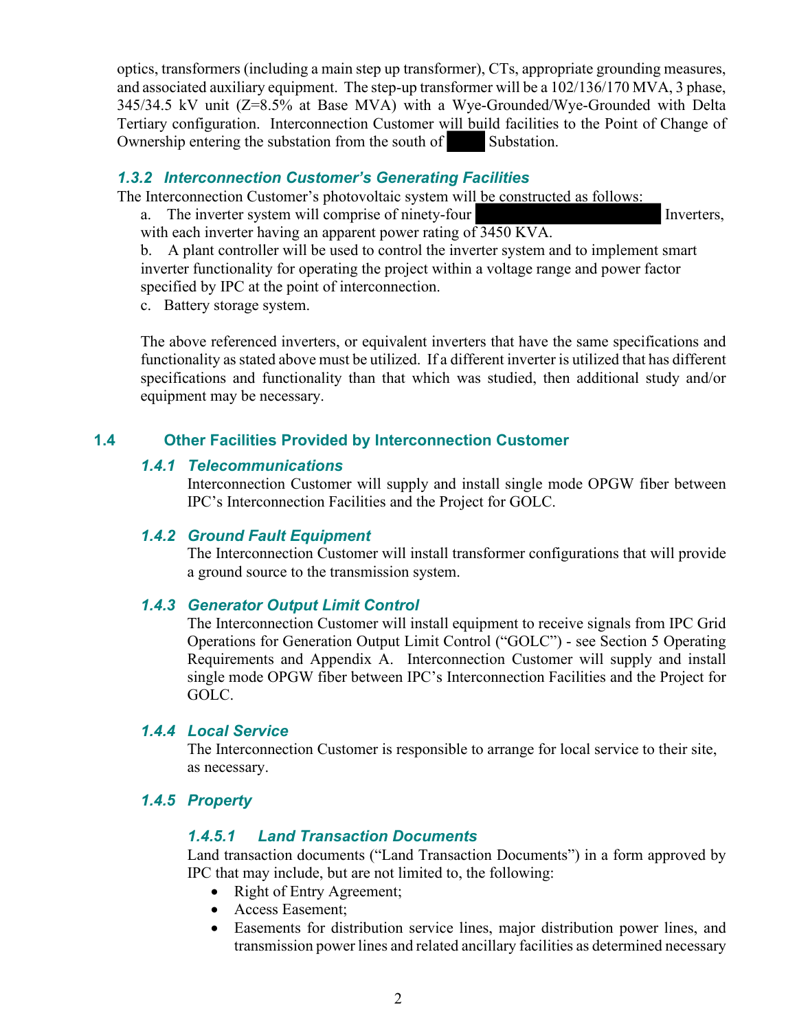optics, transformers (including a main step up transformer), CTs, appropriate grounding measures, and associated auxiliary equipment. The step-up transformer will be a 102/136/170 MVA, 3 phase, 345/34.5 kV unit (Z=8.5% at Base MVA) with a Wye-Grounded/Wye-Grounded with Delta Tertiary configuration. Interconnection Customer will build facilities to the Point of Change of Ownership entering the substation from the south of ████ Substation.

### *1.3.2 Interconnection Customer's Generating Facilities*

The Interconnection Customer's photovoltaic system will be constructed as follows:

a. The inverter system will comprise of ninety-four ████████████████ Inverters, with each inverter having an apparent power rating of 3450 KVA.

b. A plant controller will be used to control the inverter system and to implement smart inverter functionality for operating the project within a voltage range and power factor specified by IPC at the point of interconnection.

c. Battery storage system.

The above referenced inverters, or equivalent inverters that have the same specifications and functionality as stated above must be utilized. If a different inverter is utilized that has different specifications and functionality than that which was studied, then additional study and/or equipment may be necessary.

## 1.4 Other Facilities Provided by Interconnection Customer

### *1.4.1 Telecommunications*

Interconnection Customer will supply and install single mode OPGW fiber between IPC's Interconnection Facilities and the Project for GOLC.

### *1.4.2 Ground Fault Equipment*

The Interconnection Customer will install transformer configurations that will provide a ground source to the transmission system.

### *1.4.3 Generator Output Limit Control*

The Interconnection Customer will install equipment to receive signals from IPC Grid Operations for Generation Output Limit Control ("GOLC") - see Section 5 Operating Requirements and Appendix A. Interconnection Customer will supply and install single mode OPGW fiber between IPC's Interconnection Facilities and the Project for GOLC.

### *1.4.4 Local Service*

The Interconnection Customer is responsible to arrange for local service to their site, as necessary.

### *1.4.5 Property*

#### *1.4.5.1 Land Transaction Documents*

Land transaction documents ("Land Transaction Documents") in a form approved by IPC that may include, but are not limited to, the following:

- Right of Entry Agreement;
- Access Easement;
- Easements for distribution service lines, major distribution power lines, and transmission power lines and related ancillary facilities as determined necessary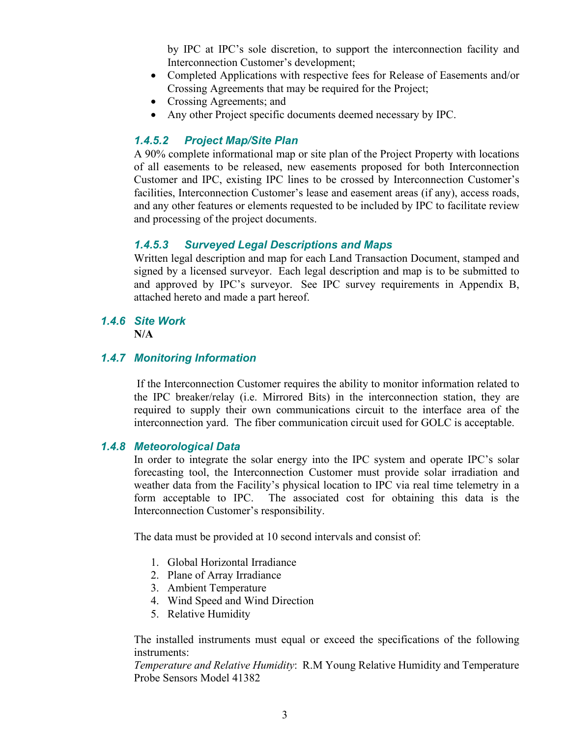by IPC at IPC's sole discretion, to support the interconnection facility and Interconnection Customer's development;

- Completed Applications with respective fees for Release of Easements and/or Crossing Agreements that may be required for the Project;
- Crossing Agreements; and
- Any other Project specific documents deemed necessary by IPC.

#### *1.4.5.2 Project Map/Site Plan*

A 90% complete informational map or site plan of the Project Property with locations of all easements to be released, new easements proposed for both Interconnection Customer and IPC, existing IPC lines to be crossed by Interconnection Customer's facilities, Interconnection Customer's lease and easement areas (if any), access roads, and any other features or elements requested to be included by IPC to facilitate review and processing of the project documents.

#### *1.4.5.3 Surveyed Legal Descriptions and Maps*

Written legal description and map for each Land Transaction Document, stamped and signed by a licensed surveyor. Each legal description and map is to be submitted to and approved by IPC's surveyor. See IPC survey requirements in Appendix B, attached hereto and made a part hereof.

### *1.4.6 Site Work*

**N/A**

### *1.4.7 Monitoring Information*

If the Interconnection Customer requires the ability to monitor information related to the IPC breaker/relay (i.e. Mirrored Bits) in the interconnection station, they are required to supply their own communications circuit to the interface area of the interconnection yard. The fiber communication circuit used for GOLC is acceptable.

### *1.4.8 Meteorological Data*

In order to integrate the solar energy into the IPC system and operate IPC's solar forecasting tool, the Interconnection Customer must provide solar irradiation and weather data from the Facility's physical location to IPC via real time telemetry in a form acceptable to IPC. The associated cost for obtaining this data is the Interconnection Customer's responsibility.

The data must be provided at 10 second intervals and consist of:

1. Global Horizontal Irradiance
2. Plane of Array Irradiance
3. Ambient Temperature
4. Wind Speed and Wind Direction
5. Relative Humidity

The installed instruments must equal or exceed the specifications of the following instruments:
*Temperature and Relative Humidity*: R.M Young Relative Humidity and Temperature Probe Sensors Model 41382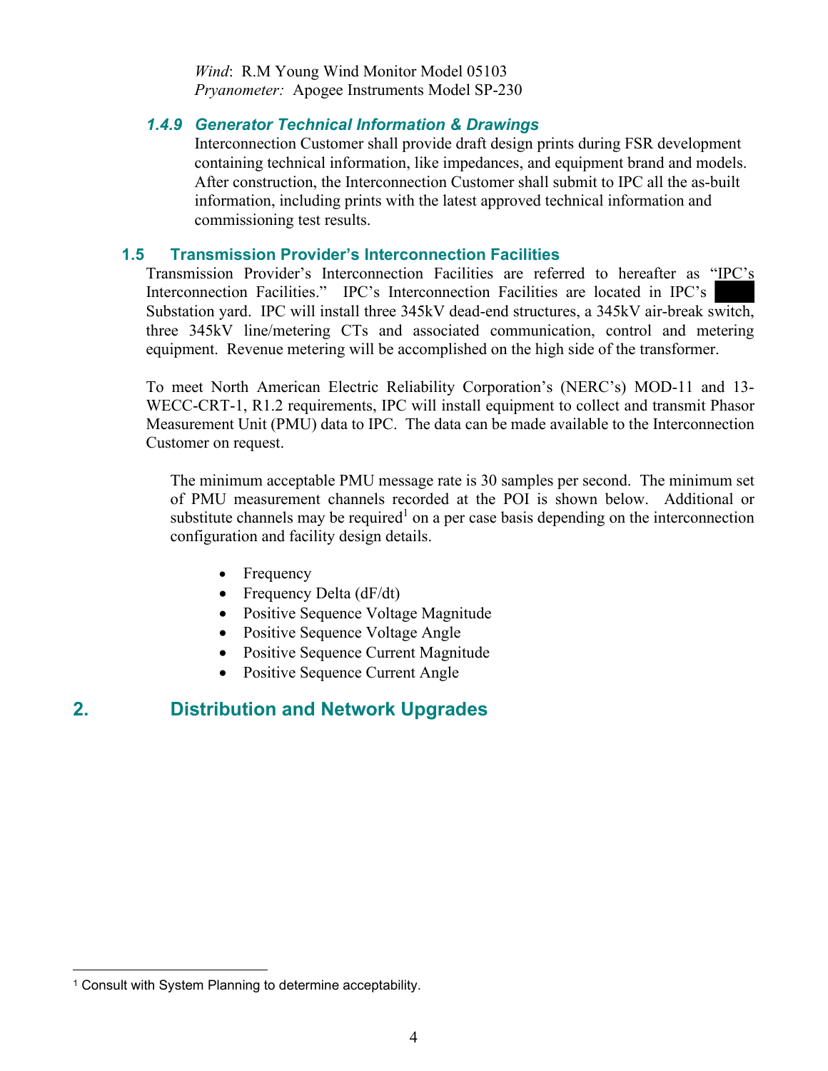*Wind*: R.M Young Wind Monitor Model 05103
*Pryanometer:* Apogee Instruments Model SP-230

#### *1.4.9 Generator Technical Information & Drawings*

Interconnection Customer shall provide draft design prints during FSR development containing technical information, like impedances, and equipment brand and models. After construction, the Interconnection Customer shall submit to IPC all the as-built information, including prints with the latest approved technical information and commissioning test results.

### 1.5 Transmission Provider's Interconnection Facilities

Transmission Provider's Interconnection Facilities are referred to hereafter as "IPC's Interconnection Facilities." IPC's Interconnection Facilities are located in IPC's ████ Substation yard. IPC will install three 345kV dead-end structures, a 345kV air-break switch, three 345kV line/metering CTs and associated communication, control and metering equipment. Revenue metering will be accomplished on the high side of the transformer.

To meet North American Electric Reliability Corporation's (NERC's) MOD-11 and 13-WECC-CRT-1, R1.2 requirements, IPC will install equipment to collect and transmit Phasor Measurement Unit (PMU) data to IPC. The data can be made available to the Interconnection Customer on request.

The minimum acceptable PMU message rate is 30 samples per second. The minimum set of PMU measurement channels recorded at the POI is shown below. Additional or substitute channels may be required[1] on a per case basis depending on the interconnection configuration and facility design details.

- Frequency
- Frequency Delta (dF/dt)
- Positive Sequence Voltage Magnitude
- Positive Sequence Voltage Angle
- Positive Sequence Current Magnitude
- Positive Sequence Current Angle

## 2. Distribution and Network Upgrades

[1] Consult with System Planning to determine acceptability.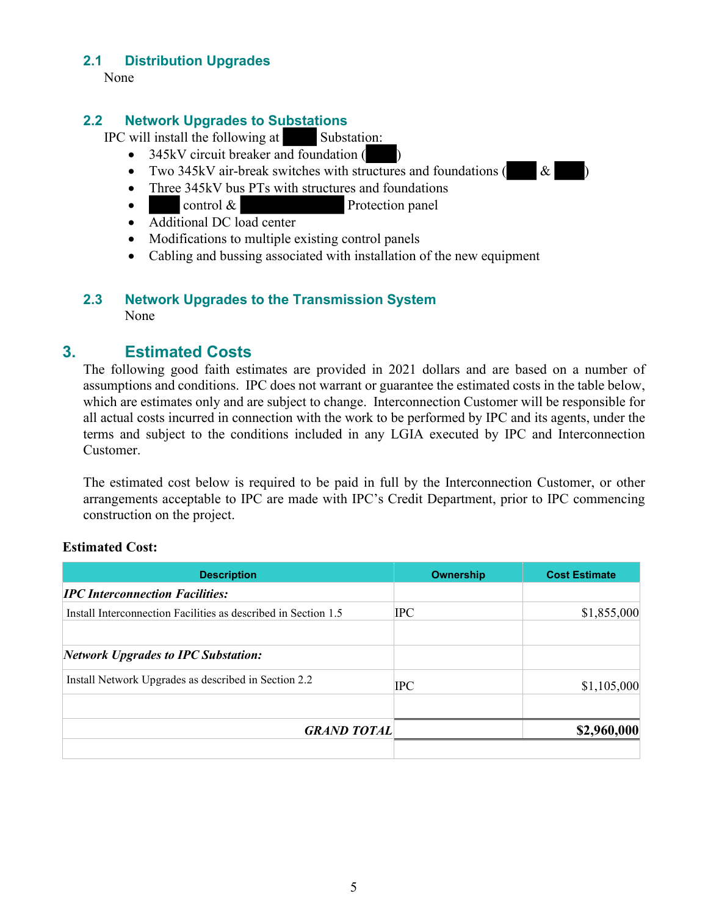### 2.1 Distribution Upgrades

None

### 2.2 Network Upgrades to Substations

IPC will install the following at ███ Substation:

- 345kV circuit breaker and foundation (███)
- Two 345kV air-break switches with structures and foundations (███ & ███)
- Three 345kV bus PTs with structures and foundations
- ███ control & ███ Protection panel
- Additional DC load center
- Modifications to multiple existing control panels
- Cabling and bussing associated with installation of the new equipment

### 2.3 Network Upgrades to the Transmission System

None

## 3. Estimated Costs

The following good faith estimates are provided in 2021 dollars and are based on a number of assumptions and conditions. IPC does not warrant or guarantee the estimated costs in the table below, which are estimates only and are subject to change. Interconnection Customer will be responsible for all actual costs incurred in connection with the work to be performed by IPC and its agents, under the terms and subject to the conditions included in any LGIA executed by IPC and Interconnection Customer.

The estimated cost below is required to be paid in full by the Interconnection Customer, or other arrangements acceptable to IPC are made with IPC's Credit Department, prior to IPC commencing construction on the project.

**Estimated Cost:**

| Description | Ownership | Cost Estimate |
|---|---|---|
| ***IPC Interconnection Facilities:*** | | |
| Install Interconnection Facilities as described in Section 1.5 | IPC | $1,855,000 |
| | | |
| ***Network Upgrades to IPC Substation:*** | | |
| Install Network Upgrades as described in Section 2.2 | IPC | $1,105,000 |
| | | |
| ***GRAND TOTAL*** | | **$2,960,000** |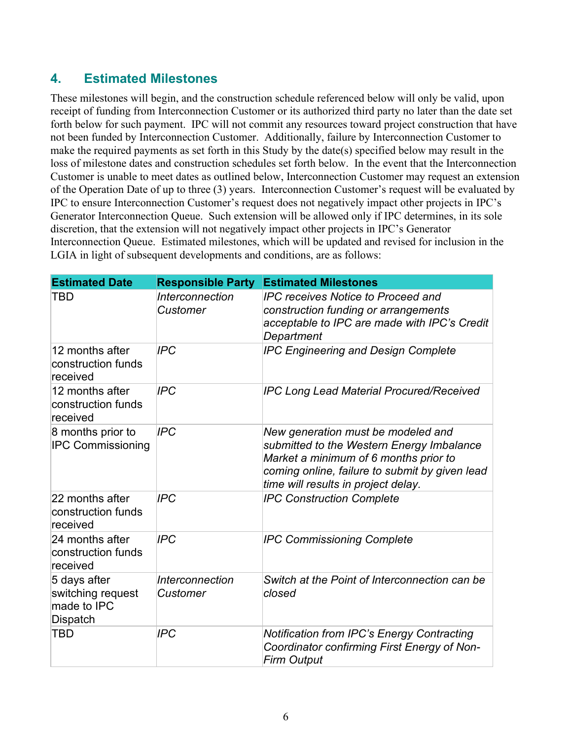## 4. Estimated Milestones

These milestones will begin, and the construction schedule referenced below will only be valid, upon receipt of funding from Interconnection Customer or its authorized third party no later than the date set forth below for such payment. IPC will not commit any resources toward project construction that have not been funded by Interconnection Customer. Additionally, failure by Interconnection Customer to make the required payments as set forth in this Study by the date(s) specified below may result in the loss of milestone dates and construction schedules set forth below. In the event that the Interconnection Customer is unable to meet dates as outlined below, Interconnection Customer may request an extension of the Operation Date of up to three (3) years. Interconnection Customer's request will be evaluated by IPC to ensure Interconnection Customer's request does not negatively impact other projects in IPC's Generator Interconnection Queue. Such extension will be allowed only if IPC determines, in its sole discretion, that the extension will not negatively impact other projects in IPC's Generator Interconnection Queue. Estimated milestones, which will be updated and revised for inclusion in the LGIA in light of subsequent developments and conditions, are as follows:

| Estimated Date | Responsible Party | Estimated Milestones |
|---|---|---|
| TBD | *Interconnection Customer* | *IPC receives Notice to Proceed and construction funding or arrangements acceptable to IPC are made with IPC's Credit Department* |
| 12 months after construction funds received | *IPC* | *IPC Engineering and Design Complete* |
| 12 months after construction funds received | *IPC* | *IPC Long Lead Material Procured/Received* |
| 8 months prior to IPC Commissioning | *IPC* | *New generation must be modeled and submitted to the Western Energy Imbalance Market a minimum of 6 months prior to coming online, failure to submit by given lead time will results in project delay.* |
| 22 months after construction funds received | *IPC* | *IPC Construction Complete* |
| 24 months after construction funds received | *IPC* | *IPC Commissioning Complete* |
| 5 days after switching request made to IPC Dispatch | *Interconnection Customer* | *Switch at the Point of Interconnection can be closed* |
| TBD | *IPC* | *Notification from IPC's Energy Contracting Coordinator confirming First Energy of Non-Firm Output* |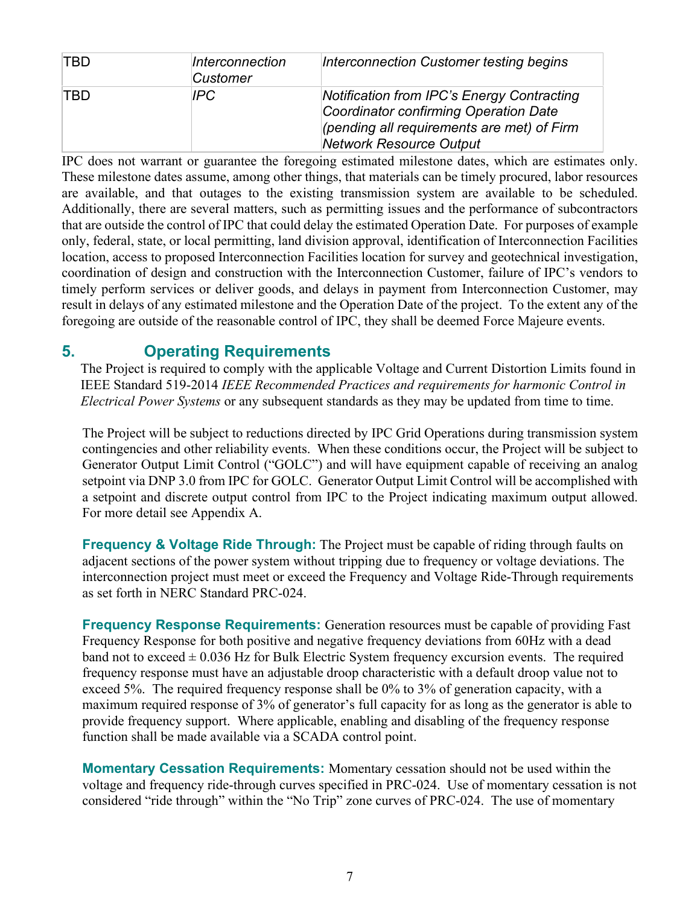| TBD | *Interconnection Customer* | *Interconnection Customer testing begins* |
|---|---|---|
| TBD | *IPC* | *Notification from IPC's Energy Contracting Coordinator confirming Operation Date (pending all requirements are met) of Firm Network Resource Output* |

IPC does not warrant or guarantee the foregoing estimated milestone dates, which are estimates only. These milestone dates assume, among other things, that materials can be timely procured, labor resources are available, and that outages to the existing transmission system are available to be scheduled. Additionally, there are several matters, such as permitting issues and the performance of subcontractors that are outside the control of IPC that could delay the estimated Operation Date. For purposes of example only, federal, state, or local permitting, land division approval, identification of Interconnection Facilities location, access to proposed Interconnection Facilities location for survey and geotechnical investigation, coordination of design and construction with the Interconnection Customer, failure of IPC's vendors to timely perform services or deliver goods, and delays in payment from Interconnection Customer, may result in delays of any estimated milestone and the Operation Date of the project. To the extent any of the foregoing are outside of the reasonable control of IPC, they shall be deemed Force Majeure events.

## 5. Operating Requirements

The Project is required to comply with the applicable Voltage and Current Distortion Limits found in IEEE Standard 519-2014 *IEEE Recommended Practices and requirements for harmonic Control in Electrical Power Systems* or any subsequent standards as they may be updated from time to time.

The Project will be subject to reductions directed by IPC Grid Operations during transmission system contingencies and other reliability events. When these conditions occur, the Project will be subject to Generator Output Limit Control ("GOLC") and will have equipment capable of receiving an analog setpoint via DNP 3.0 from IPC for GOLC. Generator Output Limit Control will be accomplished with a setpoint and discrete output control from IPC to the Project indicating maximum output allowed. For more detail see Appendix A.

**Frequency & Voltage Ride Through:** The Project must be capable of riding through faults on adjacent sections of the power system without tripping due to frequency or voltage deviations. The interconnection project must meet or exceed the Frequency and Voltage Ride-Through requirements as set forth in NERC Standard PRC-024.

**Frequency Response Requirements:** Generation resources must be capable of providing Fast Frequency Response for both positive and negative frequency deviations from 60Hz with a dead band not to exceed ± 0.036 Hz for Bulk Electric System frequency excursion events. The required frequency response must have an adjustable droop characteristic with a default droop value not to exceed 5%. The required frequency response shall be 0% to 3% of generation capacity, with a maximum required response of 3% of generator's full capacity for as long as the generator is able to provide frequency support. Where applicable, enabling and disabling of the frequency response function shall be made available via a SCADA control point.

**Momentary Cessation Requirements:** Momentary cessation should not be used within the voltage and frequency ride-through curves specified in PRC-024. Use of momentary cessation is not considered "ride through" within the "No Trip" zone curves of PRC-024. The use of momentary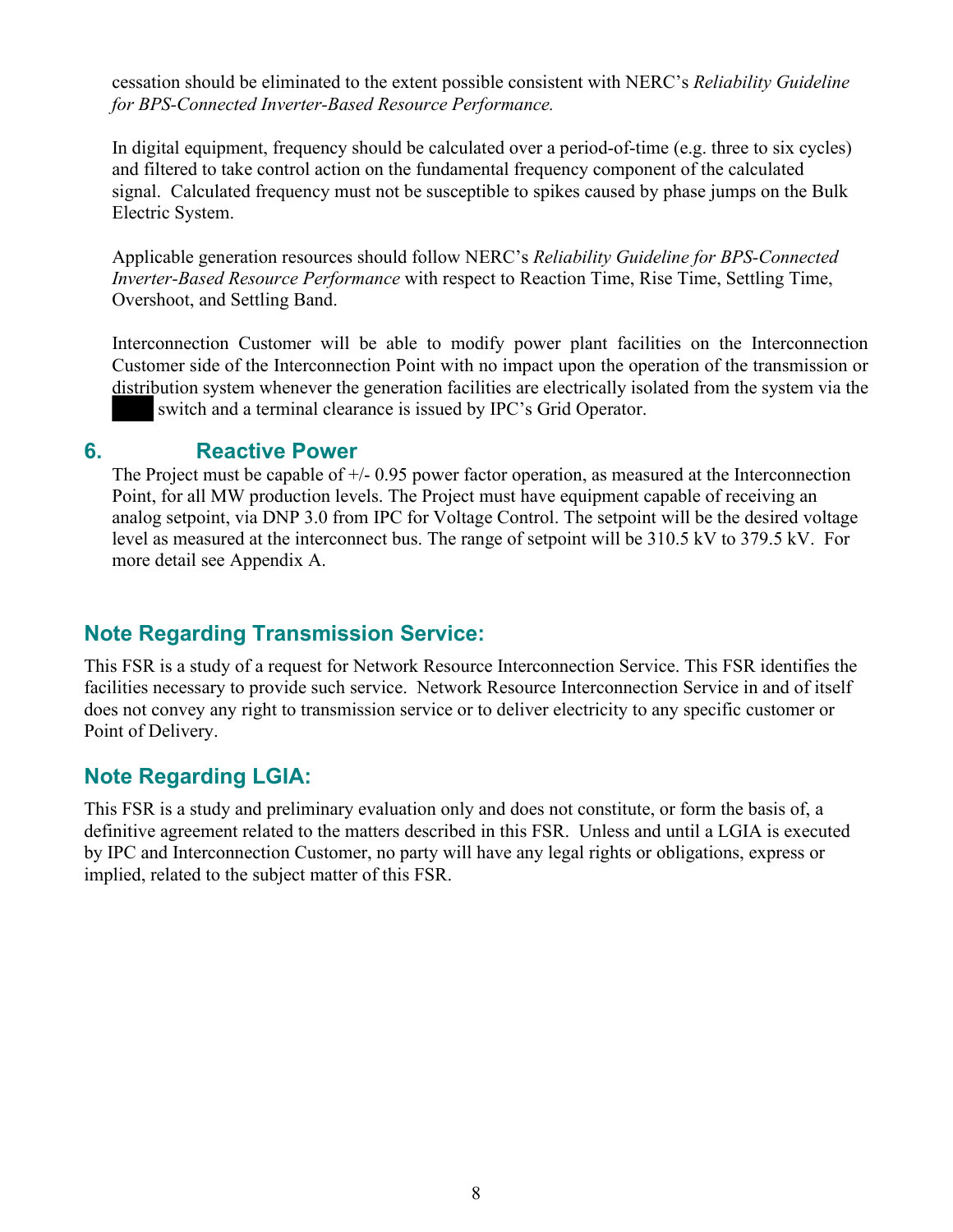cessation should be eliminated to the extent possible consistent with NERC's *Reliability Guideline for BPS-Connected Inverter-Based Resource Performance.*

In digital equipment, frequency should be calculated over a period-of-time (e.g. three to six cycles) and filtered to take control action on the fundamental frequency component of the calculated signal. Calculated frequency must not be susceptible to spikes caused by phase jumps on the Bulk Electric System.

Applicable generation resources should follow NERC's *Reliability Guideline for BPS-Connected Inverter-Based Resource Performance* with respect to Reaction Time, Rise Time, Settling Time, Overshoot, and Settling Band.

Interconnection Customer will be able to modify power plant facilities on the Interconnection Customer side of the Interconnection Point with no impact upon the operation of the transmission or distribution system whenever the generation facilities are electrically isolated from the system via the ████ switch and a terminal clearance is issued by IPC's Grid Operator.

## 6. Reactive Power

The Project must be capable of +/- 0.95 power factor operation, as measured at the Interconnection Point, for all MW production levels. The Project must have equipment capable of receiving an analog setpoint, via DNP 3.0 from IPC for Voltage Control. The setpoint will be the desired voltage level as measured at the interconnect bus. The range of setpoint will be 310.5 kV to 379.5 kV. For more detail see Appendix A.

## Note Regarding Transmission Service:

This FSR is a study of a request for Network Resource Interconnection Service. This FSR identifies the facilities necessary to provide such service. Network Resource Interconnection Service in and of itself does not convey any right to transmission service or to deliver electricity to any specific customer or Point of Delivery.

## Note Regarding LGIA:

This FSR is a study and preliminary evaluation only and does not constitute, or form the basis of, a definitive agreement related to the matters described in this FSR. Unless and until a LGIA is executed by IPC and Interconnection Customer, no party will have any legal rights or obligations, express or implied, related to the subject matter of this FSR.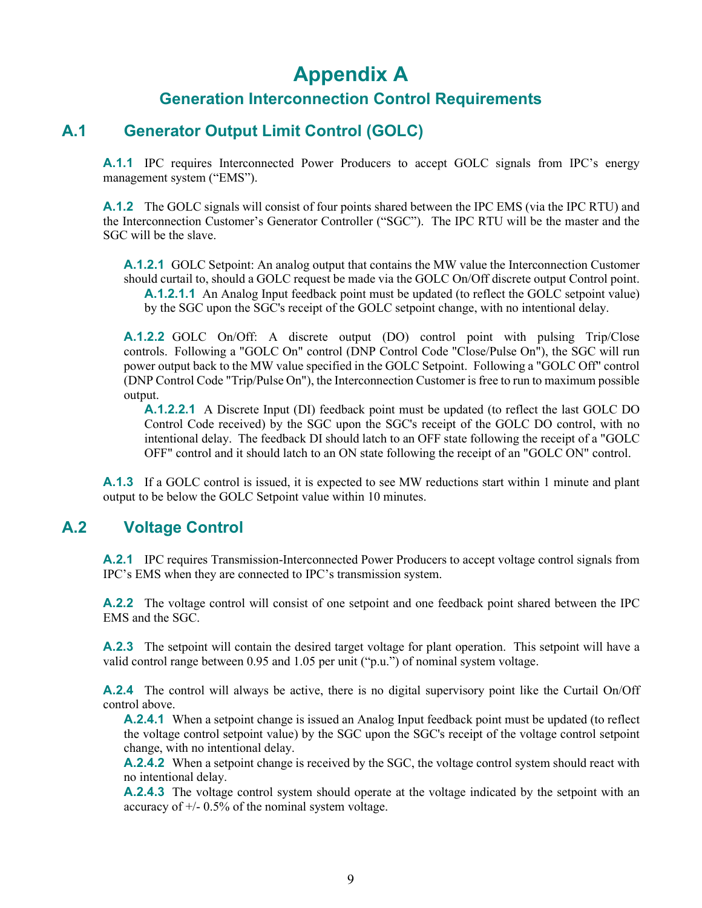# Appendix A

## Generation Interconnection Control Requirements

## A.1 Generator Output Limit Control (GOLC)

**A.1.1** IPC requires Interconnected Power Producers to accept GOLC signals from IPC's energy management system ("EMS").

**A.1.2** The GOLC signals will consist of four points shared between the IPC EMS (via the IPC RTU) and the Interconnection Customer's Generator Controller ("SGC"). The IPC RTU will be the master and the SGC will be the slave.

**A.1.2.1** GOLC Setpoint: An analog output that contains the MW value the Interconnection Customer should curtail to, should a GOLC request be made via the GOLC On/Off discrete output Control point.

**A.1.2.1.1** An Analog Input feedback point must be updated (to reflect the GOLC setpoint value) by the SGC upon the SGC's receipt of the GOLC setpoint change, with no intentional delay.

**A.1.2.2** GOLC On/Off: A discrete output (DO) control point with pulsing Trip/Close controls. Following a "GOLC On" control (DNP Control Code "Close/Pulse On"), the SGC will run power output back to the MW value specified in the GOLC Setpoint. Following a "GOLC Off" control (DNP Control Code "Trip/Pulse On"), the Interconnection Customer is free to run to maximum possible output.

**A.1.2.2.1** A Discrete Input (DI) feedback point must be updated (to reflect the last GOLC DO Control Code received) by the SGC upon the SGC's receipt of the GOLC DO control, with no intentional delay. The feedback DI should latch to an OFF state following the receipt of a "GOLC OFF" control and it should latch to an ON state following the receipt of an "GOLC ON" control.

**A.1.3** If a GOLC control is issued, it is expected to see MW reductions start within 1 minute and plant output to be below the GOLC Setpoint value within 10 minutes.

## A.2 Voltage Control

**A.2.1** IPC requires Transmission-Interconnected Power Producers to accept voltage control signals from IPC's EMS when they are connected to IPC's transmission system.

**A.2.2** The voltage control will consist of one setpoint and one feedback point shared between the IPC EMS and the SGC.

**A.2.3** The setpoint will contain the desired target voltage for plant operation. This setpoint will have a valid control range between 0.95 and 1.05 per unit ("p.u.") of nominal system voltage.

**A.2.4** The control will always be active, there is no digital supervisory point like the Curtail On/Off control above.

**A.2.4.1** When a setpoint change is issued an Analog Input feedback point must be updated (to reflect the voltage control setpoint value) by the SGC upon the SGC's receipt of the voltage control setpoint change, with no intentional delay.

**A.2.4.2** When a setpoint change is received by the SGC, the voltage control system should react with no intentional delay.

**A.2.4.3** The voltage control system should operate at the voltage indicated by the setpoint with an accuracy of +/- 0.5% of the nominal system voltage.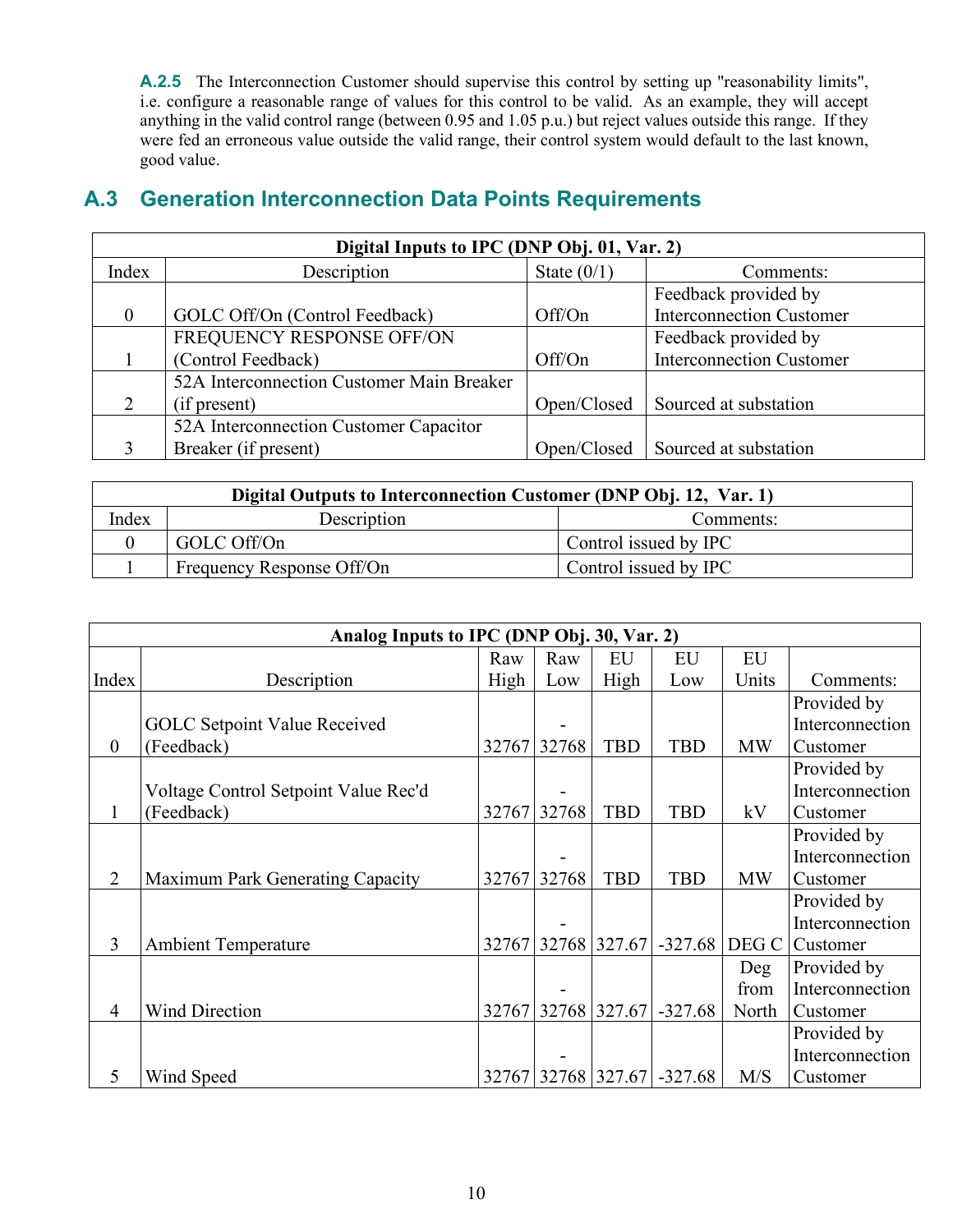**A.2.5** The Interconnection Customer should supervise this control by setting up "reasonability limits", i.e. configure a reasonable range of values for this control to be valid. As an example, they will accept anything in the valid control range (between 0.95 and 1.05 p.u.) but reject values outside this range. If they were fed an erroneous value outside the valid range, their control system would default to the last known, good value.

## A.3 Generation Interconnection Data Points Requirements

| **Digital Inputs to IPC (DNP Obj. 01, Var. 2)** | | | |
|---|---|---|---|
| Index | Description | State (0/1) | Comments: |
| 0 | GOLC Off/On (Control Feedback) | Off/On | Feedback provided by Interconnection Customer |
| 1 | FREQUENCY RESPONSE OFF/ON (Control Feedback) | Off/On | Feedback provided by Interconnection Customer |
| 2 | 52A Interconnection Customer Main Breaker (if present) | Open/Closed | Sourced at substation |
| 3 | 52A Interconnection Customer Capacitor Breaker (if present) | Open/Closed | Sourced at substation |

| **Digital Outputs to Interconnection Customer (DNP Obj. 12, Var. 1)** | | |
|---|---|---|
| Index | Description | Comments: |
| 0 | GOLC Off/On | Control issued by IPC |
| 1 | Frequency Response Off/On | Control issued by IPC |

| **Analog Inputs to IPC (DNP Obj. 30, Var. 2)** | | | | | | | |
|---|---|---|---|---|---|---|---|
| Index | Description | Raw High | Raw Low | EU High | EU Low | EU Units | Comments: |
| 0 | GOLC Setpoint Value Received (Feedback) | 32767 | -32768 | TBD | TBD | MW | Provided by Interconnection Customer |
| 1 | Voltage Control Setpoint Value Rec'd (Feedback) | 32767 | -32768 | TBD | TBD | kV | Provided by Interconnection Customer |
| 2 | Maximum Park Generating Capacity | 32767 | -32768 | TBD | TBD | MW | Provided by Interconnection Customer |
| 3 | Ambient Temperature | 32767 | -32768 | 327.67 | -327.68 | DEG C | Provided by Interconnection Customer |
| 4 | Wind Direction | 32767 | -32768 | 327.67 | -327.68 | Deg from North | Provided by Interconnection Customer |
| 5 | Wind Speed | 32767 | -32768 | 327.67 | -327.68 | M/S | Provided by Interconnection Customer |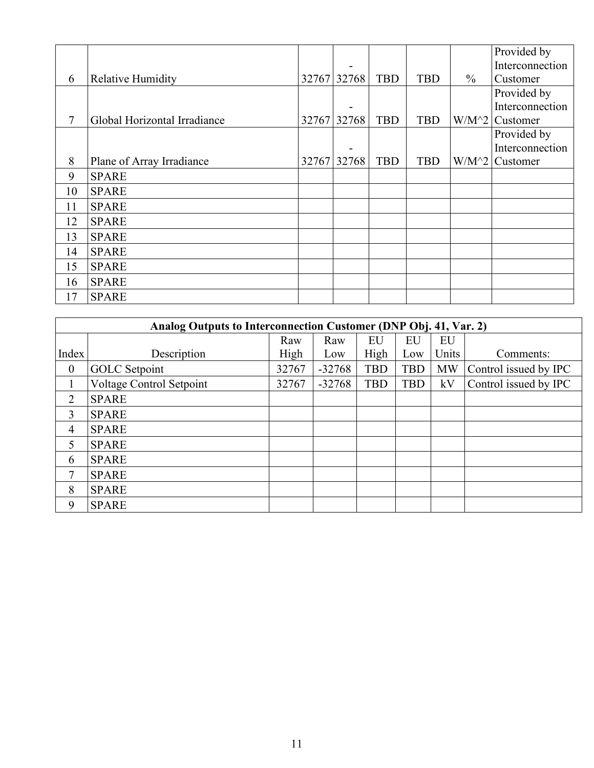| | | | | | | | |
|---|---|---|---|---|---|---|---|
| 6 | Relative Humidity | 32767 | -32768 | TBD | TBD | % | Provided by Interconnection Customer |
| 7 | Global Horizontal Irradiance | 32767 | -32768 | TBD | TBD | W/M^2 | Provided by Interconnection Customer |
| 8 | Plane of Array Irradiance | 32767 | -32768 | TBD | TBD | W/M^2 | Provided by Interconnection Customer |
| 9 | SPARE | | | | | | |
| 10 | SPARE | | | | | | |
| 11 | SPARE | | | | | | |
| 12 | SPARE | | | | | | |
| 13 | SPARE | | | | | | |
| 14 | SPARE | | | | | | |
| 15 | SPARE | | | | | | |
| 16 | SPARE | | | | | | |
| 17 | SPARE | | | | | | |

| **Analog Outputs to Interconnection Customer (DNP Obj. 41, Var. 2)** | | | | | | | |
|---|---|---|---|---|---|---|---|
| Index | Description | Raw High | Raw Low | EU High | EU Low | EU Units | Comments: |
| 0 | GOLC Setpoint | 32767 | -32768 | TBD | TBD | MW | Control issued by IPC |
| 1 | Voltage Control Setpoint | 32767 | -32768 | TBD | TBD | kV | Control issued by IPC |
| 2 | SPARE | | | | | | |
| 3 | SPARE | | | | | | |
| 4 | SPARE | | | | | | |
| 5 | SPARE | | | | | | |
| 6 | SPARE | | | | | | |
| 7 | SPARE | | | | | | |
| 8 | SPARE | | | | | | |
| 9 | SPARE | | | | | | |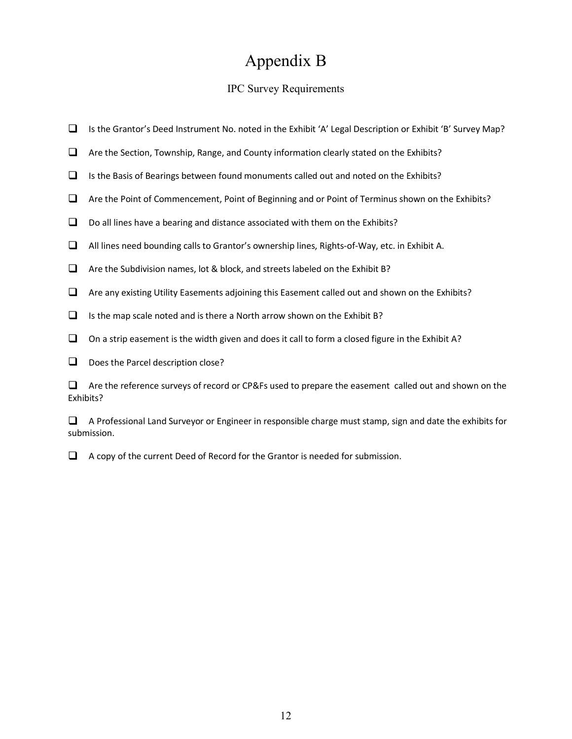# Appendix B

## IPC Survey Requirements

- ☐ Is the Grantor's Deed Instrument No. noted in the Exhibit 'A' Legal Description or Exhibit 'B' Survey Map?
- ☐ Are the Section, Township, Range, and County information clearly stated on the Exhibits?
- ☐ Is the Basis of Bearings between found monuments called out and noted on the Exhibits?
- ☐ Are the Point of Commencement, Point of Beginning and or Point of Terminus shown on the Exhibits?
- ☐ Do all lines have a bearing and distance associated with them on the Exhibits?
- ☐ All lines need bounding calls to Grantor's ownership lines, Rights-of-Way, etc. in Exhibit A.
- ☐ Are the Subdivision names, lot & block, and streets labeled on the Exhibit B?
- ☐ Are any existing Utility Easements adjoining this Easement called out and shown on the Exhibits?
- ☐ Is the map scale noted and is there a North arrow shown on the Exhibit B?
- ☐ On a strip easement is the width given and does it call to form a closed figure in the Exhibit A?
- ☐ Does the Parcel description close?
- ☐ Are the reference surveys of record or CP&Fs used to prepare the easement called out and shown on the Exhibits?
- ☐ A Professional Land Surveyor or Engineer in responsible charge must stamp, sign and date the exhibits for submission.
- ☐ A copy of the current Deed of Record for the Grantor is needed for submission.